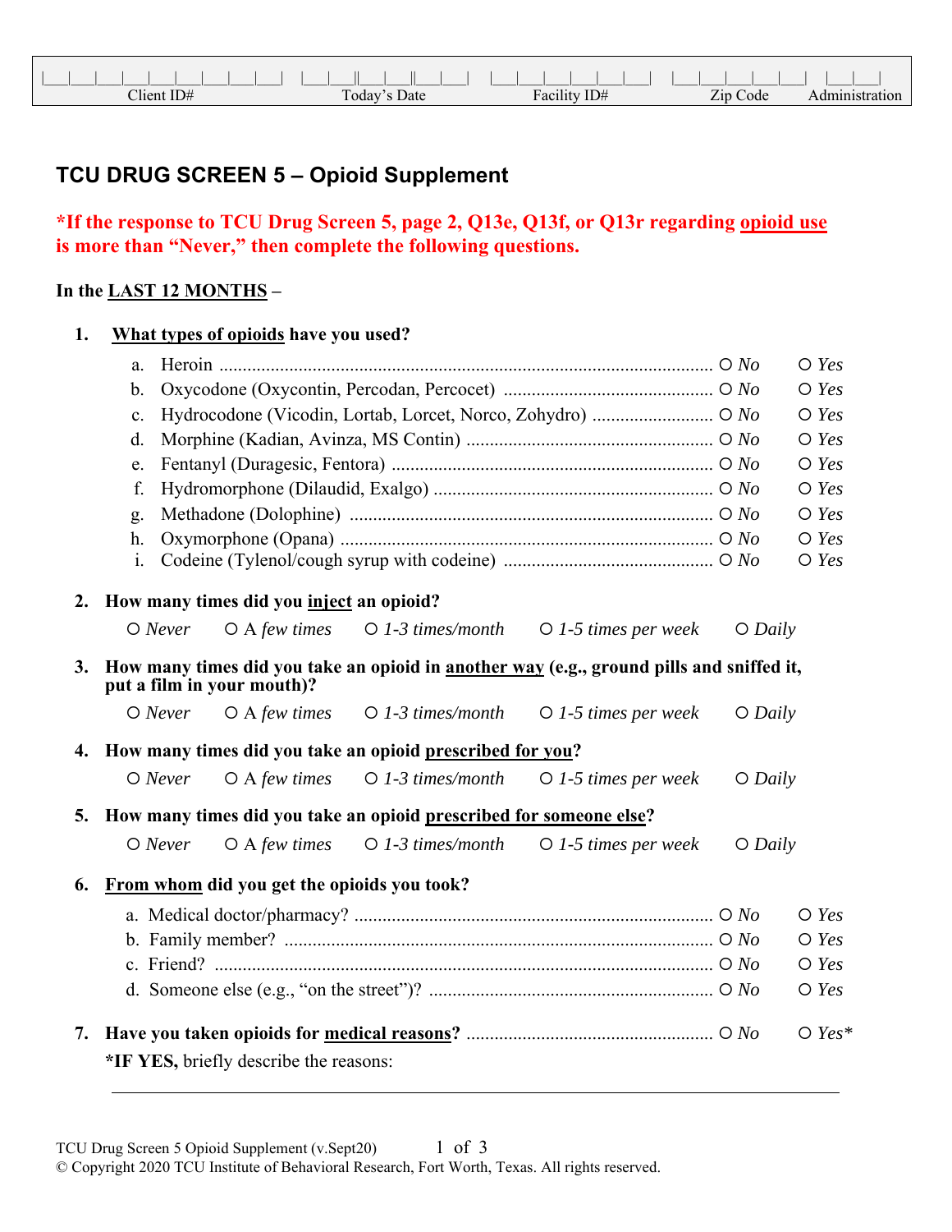| Client ID# | Today's Date | Facility ID# | Zip Code | Administration |
|---|---|---|---|---|
| | | | | |

## TCU DRUG SCREEN 5 – Opioid Supplement

**\*If the response to TCU Drug Screen 5, page 2, Q13e, Q13f, or Q13r regarding <u>opioid use</u> is more than "Never," then complete the following questions.**

**In the <u>LAST 12 MONTHS</u> –**

1. **<u>What types of opioids</u> have you used?**

   a. Heroin ○ *No* ○ *Yes*
   b. Oxycodone (Oxycontin, Percodan, Percocet) ○ *No* ○ *Yes*
   c. Hydrocodone (Vicodin, Lortab, Lorcet, Norco, Zohydro) ○ *No* ○ *Yes*
   d. Morphine (Kadian, Avinza, MS Contin) ○ *No* ○ *Yes*
   e. Fentanyl (Duragesic, Fentora) ○ *No* ○ *Yes*
   f. Hydromorphone (Dilaudid, Exalgo) ○ *No* ○ *Yes*
   g. Methadone (Dolophine) ○ *No* ○ *Yes*
   h. Oxymorphone (Opana) ○ *No* ○ *Yes*
   i. Codeine (Tylenol/cough syrup with codeine) ○ *No* ○ *Yes*

2. **How many times did you <u>inject</u> an opioid?**

   ○ *Never* ○ A *few times* ○ *1-3 times/month* ○ *1-5 times per week* ○ *Daily*

3. **How many times did you take an opioid in <u>another way</u> (e.g., ground pills and sniffed it, put a film in your mouth)?**

   ○ *Never* ○ A *few times* ○ *1-3 times/month* ○ *1-5 times per week* ○ *Daily*

4. **How many times did you take an opioid <u>prescribed for you</u>?**

   ○ *Never* ○ A *few times* ○ *1-3 times/month* ○ *1-5 times per week* ○ *Daily*

5. **How many times did you take an opioid <u>prescribed for someone else</u>?**

   ○ *Never* ○ A *few times* ○ *1-3 times/month* ○ *1-5 times per week* ○ *Daily*

6. **<u>From whom</u> did you get the opioids you took?**

   a. Medical doctor/pharmacy? ○ *No* ○ *Yes*
   b. Family member? ○ *No* ○ *Yes*
   c. Friend? ○ *No* ○ *Yes*
   d. Someone else (e.g., "on the street")? ○ *No* ○ *Yes*

7. **Have you taken opioids for <u>medical reasons</u>?** ○ *No* ○ *Yes\**

   **\*IF YES,** briefly describe the reasons:

   \_\_\_\_\_\_\_\_\_\_\_\_\_\_\_\_\_\_\_\_\_\_\_\_\_\_\_\_\_\_\_\_\_\_\_\_\_\_\_\_\_\_\_\_\_\_\_\_\_\_\_\_\_\_\_\_\_\_\_\_\_\_

TCU Drug Screen 5 Opioid Supplement (v.Sept20)
© Copyright 2020 TCU Institute of Behavioral Research, Fort Worth, Texas. All rights reserved.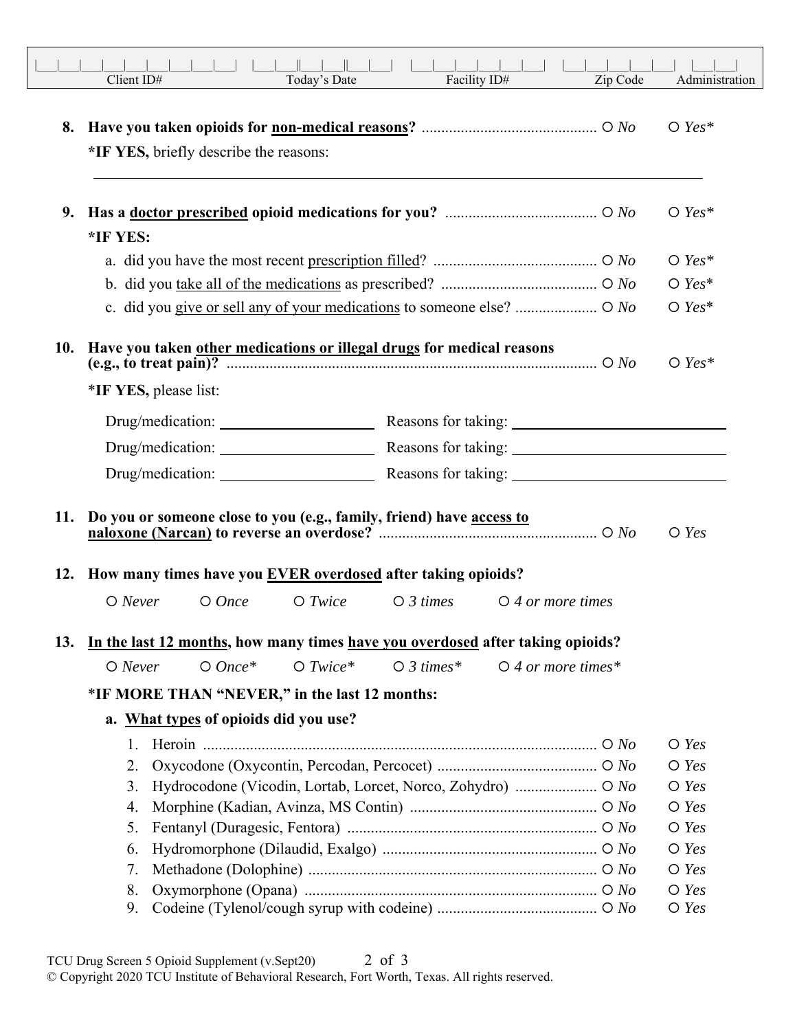| Client ID# | Today's Date | Facility ID# | Zip Code | Administration |
|---|---|---|---|---|
| \|\_\_\_\|\_\_\_\|\_\_\_\|\_\_\_\|\_\_\_\|\_\_\_\|\_\_\_\|\_\_\_\|\_\_\_\| | \|\_\_\_\|\_\_\_\|\|\_\_\_\|\_\_\_\|\|\_\_\_\|\_\_\_\| | \|\_\_\_\|\_\_\_\|\_\_\_\|\_\_\_\|\_\_\_\|\_\_\_\| | \|\_\_\_\|\_\_\_\|\_\_\_\|\_\_\_\|\_\_\_\| | \|\_\_\_\|\_\_\_\| |

**8. Have you taken opioids for non-medical reasons?** ............................................ ○ *No* ○ *Yes**

**\*IF YES,** briefly describe the reasons:

\_\_\_\_\_\_\_\_\_\_\_\_\_\_\_\_\_\_\_\_\_\_\_\_\_\_\_\_\_\_\_\_\_\_\_\_\_\_\_\_\_\_\_\_\_\_\_\_\_\_\_\_\_\_\_\_\_\_\_\_\_\_\_\_\_\_\_\_\_\_\_\_

**9. Has a doctor prescribed opioid medications for you?** ...................................... ○ *No* ○ *Yes**

**\*IF YES:**

a. did you have the most recent prescription filled? ......................................... ○ *No* ○ *Yes**

b. did you take all of the medications as prescribed? ....................................... ○ *No* ○ *Yes**

c. did you give or sell any of your medications to someone else? .................... ○ *No* ○ *Yes**

**10. Have you taken other medications or illegal drugs for medical reasons (e.g., to treat pain)?** .............................................................................................. ○ *No* ○ *Yes**

\***IF YES,** please list:

Drug/medication: \_\_\_\_\_\_\_\_\_\_\_\_\_\_\_\_\_\_\_\_ Reasons for taking: \_\_\_\_\_\_\_\_\_\_\_\_\_\_\_\_\_\_\_\_\_\_\_\_\_\_

Drug/medication: \_\_\_\_\_\_\_\_\_\_\_\_\_\_\_\_\_\_\_\_ Reasons for taking: \_\_\_\_\_\_\_\_\_\_\_\_\_\_\_\_\_\_\_\_\_\_\_\_\_\_

Drug/medication: \_\_\_\_\_\_\_\_\_\_\_\_\_\_\_\_\_\_\_\_ Reasons for taking: \_\_\_\_\_\_\_\_\_\_\_\_\_\_\_\_\_\_\_\_\_\_\_\_\_\_

**11. Do you or someone close to you (e.g., family, friend) have access to naloxone (Narcan) to reverse an overdose?** ....................................................... ○ *No* ○ *Yes*

**12. How many times have you EVER overdosed after taking opioids?**

○ *Never* ○ *Once* ○ *Twice* ○ *3 times* ○ *4 or more times*

**13. In the last 12 months, how many times have you overdosed after taking opioids?**

○ *Never* ○ *Once** ○ *Twice** ○ *3 times** ○ *4 or more times**

\***IF MORE THAN "NEVER," in the last 12 months:**

**a. What types of opioids did you use?**

1. Heroin ..................................................................................................... ○ *No* ○ *Yes*
2. Oxycodone (Oxycontin, Percodan, Percocet) ......................................... ○ *No* ○ *Yes*
3. Hydrocodone (Vicodin, Lortab, Lorcet, Norco, Zohydro) ..................... ○ *No* ○ *Yes*
4. Morphine (Kadian, Avinza, MS Contin) ................................................ ○ *No* ○ *Yes*
5. Fentanyl (Duragesic, Fentora) ................................................................ ○ *No* ○ *Yes*
6. Hydromorphone (Dilaudid, Exalgo) ....................................................... ○ *No* ○ *Yes*
7. Methadone (Dolophine) .......................................................................... ○ *No* ○ *Yes*
8. Oxymorphone (Opana) ........................................................................... ○ *No* ○ *Yes*
9. Codeine (Tylenol/cough syrup with codeine) ......................................... ○ *No* ○ *Yes*

TCU Drug Screen 5 Opioid Supplement (v.Sept20)
© Copyright 2020 TCU Institute of Behavioral Research, Fort Worth, Texas. All rights reserved.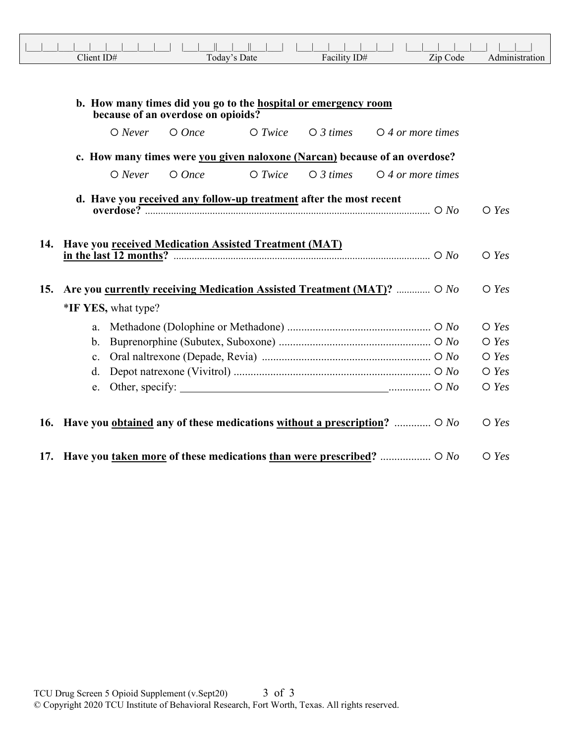| Client ID# | Today's Date | Facility ID# | Zip Code | Administration |
|---|---|---|---|---|
| | | | | |

**b. How many times did you go to the hospital or emergency room because of an overdose on opioids?**

○ *Never* ○ *Once* ○ *Twice* ○ *3 times* ○ *4 or more times*

**c. How many times were you given naloxone (Narcan) because of an overdose?**

○ *Never* ○ *Once* ○ *Twice* ○ *3 times* ○ *4 or more times*

**d. Have you received any follow-up treatment after the most recent overdose?** ............ ○ *No* ○ *Yes*

**14. Have you received Medication Assisted Treatment (MAT) in the last 12 months?** ............ ○ *No* ○ *Yes*

**15. Are you currently receiving Medication Assisted Treatment (MAT)?** ............ ○ *No* ○ *Yes*

*__IF YES,__ what type?

a. Methadone (Dolophine or Methadone) ............ ○ *No* ○ *Yes*
b. Buprenorphine (Subutex, Suboxone) ............ ○ *No* ○ *Yes*
c. Oral naltrexone (Depade, Revia) ............ ○ *No* ○ *Yes*
d. Depot natrexone (Vivitrol) ............ ○ *No* ○ *Yes*
e. Other, specify: ______________________ ............ ○ *No* ○ *Yes*

**16. Have you obtained any of these medications without a prescription?** ............ ○ *No* ○ *Yes*

**17. Have you taken more of these medications than were prescribed?** ............ ○ *No* ○ *Yes*

TCU Drug Screen 5 Opioid Supplement (v.Sept20)

© Copyright 2020 TCU Institute of Behavioral Research, Fort Worth, Texas. All rights reserved.